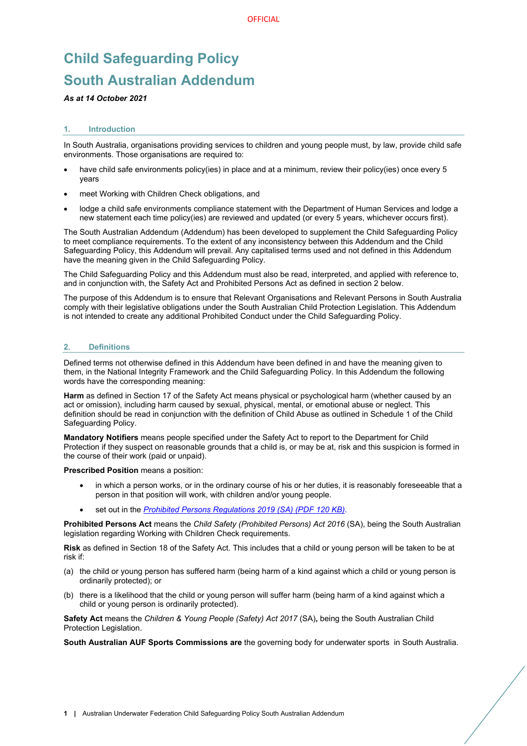# Child Safeguarding Policy

# South Australian Addendum

***As at 14 October 2021***

## 1. Introduction

In South Australia, organisations providing services to children and young people must, by law, provide child safe environments. Those organisations are required to:

- have child safe environments policy(ies) in place and at a minimum, review their policy(ies) once every 5 years
- meet Working with Children Check obligations, and
- lodge a child safe environments compliance statement with the Department of Human Services and lodge a new statement each time policy(ies) are reviewed and updated (or every 5 years, whichever occurs first).

The South Australian Addendum (Addendum) has been developed to supplement the Child Safeguarding Policy to meet compliance requirements. To the extent of any inconsistency between this Addendum and the Child Safeguarding Policy, this Addendum will prevail. Any capitalised terms used and not defined in this Addendum have the meaning given in the Child Safeguarding Policy.

The Child Safeguarding Policy and this Addendum must also be read, interpreted, and applied with reference to, and in conjunction with, the Safety Act and Prohibited Persons Act as defined in section 2 below.

The purpose of this Addendum is to ensure that Relevant Organisations and Relevant Persons in South Australia comply with their legislative obligations under the South Australian Child Protection Legislation. This Addendum is not intended to create any additional Prohibited Conduct under the Child Safeguarding Policy.

## 2. Definitions

Defined terms not otherwise defined in this Addendum have been defined in and have the meaning given to them, in the National Integrity Framework and the Child Safeguarding Policy. In this Addendum the following words have the corresponding meaning:

**Harm** as defined in Section 17 of the Safety Act means physical or psychological harm (whether caused by an act or omission), including harm caused by sexual, physical, mental, or emotional abuse or neglect. This definition should be read in conjunction with the definition of Child Abuse as outlined in Schedule 1 of the Child Safeguarding Policy.

**Mandatory Notifiers** means people specified under the Safety Act to report to the Department for Child Protection if they suspect on reasonable grounds that a child is, or may be at, risk and this suspicion is formed in the course of their work (paid or unpaid).

**Prescribed Position** means a position:

- in which a person works, or in the ordinary course of his or her duties, it is reasonably foreseeable that a person in that position will work, with children and/or young people.
- set out in the *Prohibited Persons Regulations 2019 (SA) (PDF 120 KB)*.

**Prohibited Persons Act** means the *Child Safety (Prohibited Persons) Act 2016* (SA), being the South Australian legislation regarding Working with Children Check requirements.

**Risk** as defined in Section 18 of the Safety Act. This includes that a child or young person will be taken to be at risk if:

(a) the child or young person has suffered harm (being harm of a kind against which a child or young person is ordinarily protected); or

(b) there is a likelihood that the child or young person will suffer harm (being harm of a kind against which a child or young person is ordinarily protected).

**Safety Act** means the *Children & Young People (Safety) Act 2017* (SA)**,** being the South Australian Child Protection Legislation.

**South Australian AUF Sports Commissions are** the governing body for underwater sports in South Australia.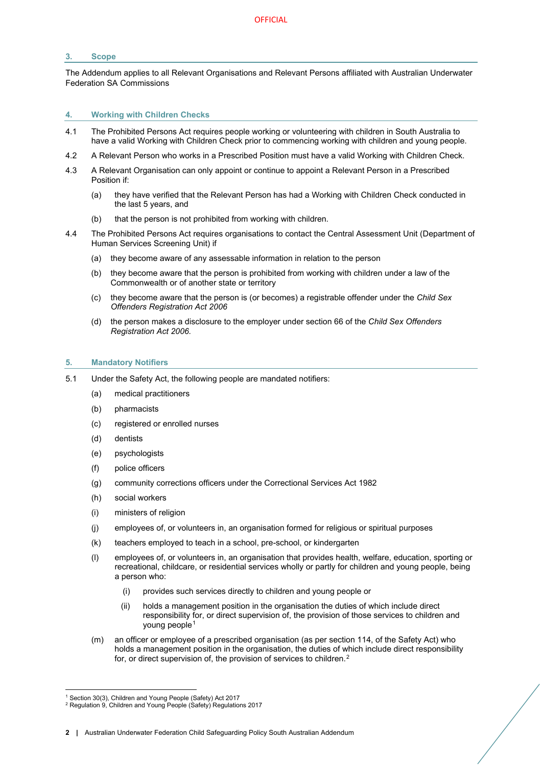## 3. Scope

The Addendum applies to all Relevant Organisations and Relevant Persons affiliated with Australian Underwater Federation SA Commissions

## 4. Working with Children Checks

4.1 The Prohibited Persons Act requires people working or volunteering with children in South Australia to have a valid Working with Children Check prior to commencing working with children and young people.

4.2 A Relevant Person who works in a Prescribed Position must have a valid Working with Children Check.

4.3 A Relevant Organisation can only appoint or continue to appoint a Relevant Person in a Prescribed Position if:

(a) they have verified that the Relevant Person has had a Working with Children Check conducted in the last 5 years, and

(b) that the person is not prohibited from working with children.

4.4 The Prohibited Persons Act requires organisations to contact the Central Assessment Unit (Department of Human Services Screening Unit) if

(a) they become aware of any assessable information in relation to the person

(b) they become aware that the person is prohibited from working with children under a law of the Commonwealth or of another state or territory

(c) they become aware that the person is (or becomes) a registrable offender under the *Child Sex Offenders Registration Act 2006*

(d) the person makes a disclosure to the employer under section 66 of the *Child Sex Offenders Registration Act 2006*.

## 5. Mandatory Notifiers

5.1 Under the Safety Act, the following people are mandated notifiers:

(a) medical practitioners

(b) pharmacists

(c) registered or enrolled nurses

(d) dentists

(e) psychologists

(f) police officers

(g) community corrections officers under the Correctional Services Act 1982

(h) social workers

(i) ministers of religion

(j) employees of, or volunteers in, an organisation formed for religious or spiritual purposes

(k) teachers employed to teach in a school, pre-school, or kindergarten

(l) employees of, or volunteers in, an organisation that provides health, welfare, education, sporting or recreational, childcare, or residential services wholly or partly for children and young people, being a person who:

(i) provides such services directly to children and young people or

(ii) holds a management position in the organisation the duties of which include direct responsibility for, or direct supervision of, the provision of those services to children and young people[1]

(m) an officer or employee of a prescribed organisation (as per section 114, of the Safety Act) who holds a management position in the organisation, the duties of which include direct responsibility for, or direct supervision of, the provision of services to children.[2]

---

[1] Section 30(3), Children and Young People (Safety) Act 2017

[2] Regulation 9, Children and Young People (Safety) Regulations 2017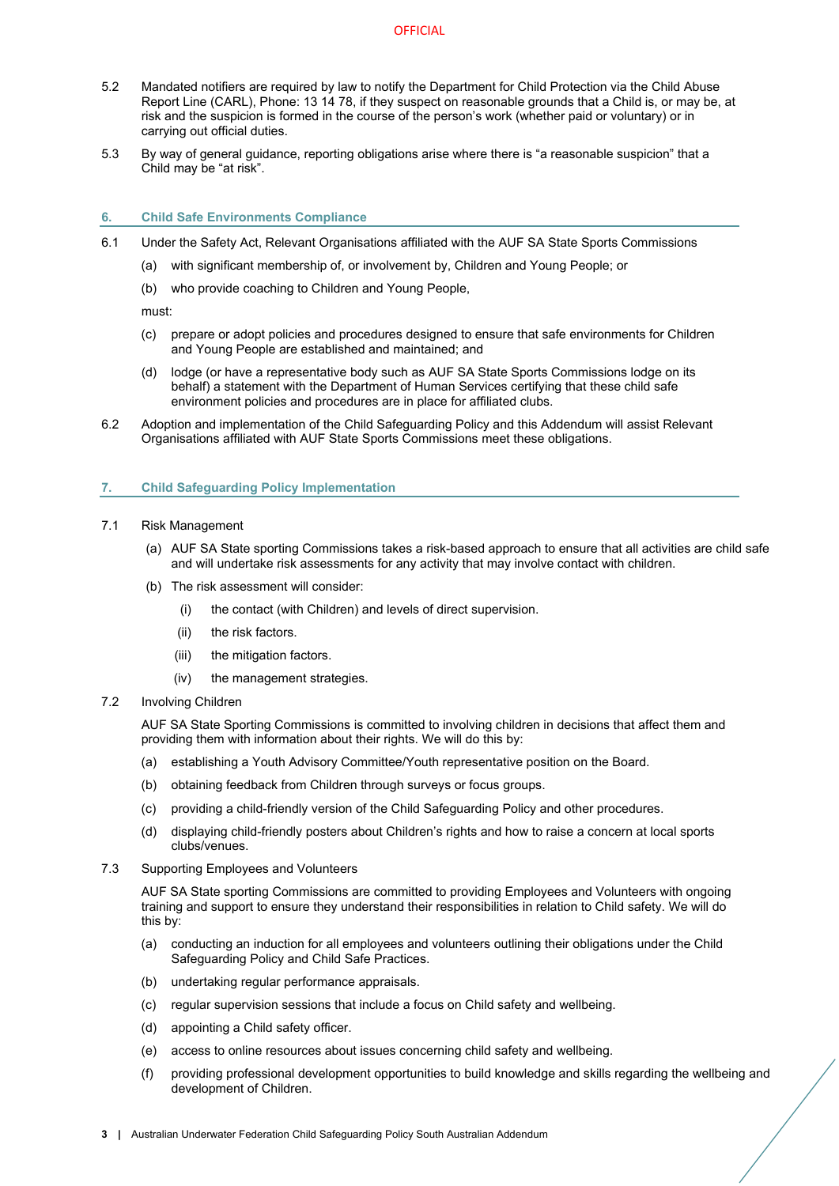5.2 Mandated notifiers are required by law to notify the Department for Child Protection via the Child Abuse Report Line (CARL), Phone: 13 14 78, if they suspect on reasonable grounds that a Child is, or may be, at risk and the suspicion is formed in the course of the person's work (whether paid or voluntary) or in carrying out official duties.

5.3 By way of general guidance, reporting obligations arise where there is "a reasonable suspicion" that a Child may be "at risk".

## 6. Child Safe Environments Compliance

6.1 Under the Safety Act, Relevant Organisations affiliated with the AUF SA State Sports Commissions

(a) with significant membership of, or involvement by, Children and Young People; or

(b) who provide coaching to Children and Young People,

must:

(c) prepare or adopt policies and procedures designed to ensure that safe environments for Children and Young People are established and maintained; and

(d) lodge (or have a representative body such as AUF SA State Sports Commissions lodge on its behalf) a statement with the Department of Human Services certifying that these child safe environment policies and procedures are in place for affiliated clubs.

6.2 Adoption and implementation of the Child Safeguarding Policy and this Addendum will assist Relevant Organisations affiliated with AUF State Sports Commissions meet these obligations.

## 7. Child Safeguarding Policy Implementation

7.1 Risk Management

(a) AUF SA State sporting Commissions takes a risk-based approach to ensure that all activities are child safe and will undertake risk assessments for any activity that may involve contact with children.

(b) The risk assessment will consider:

(i) the contact (with Children) and levels of direct supervision.

(ii) the risk factors.

(iii) the mitigation factors.

(iv) the management strategies.

7.2 Involving Children

AUF SA State Sporting Commissions is committed to involving children in decisions that affect them and providing them with information about their rights. We will do this by:

(a) establishing a Youth Advisory Committee/Youth representative position on the Board.

(b) obtaining feedback from Children through surveys or focus groups.

(c) providing a child-friendly version of the Child Safeguarding Policy and other procedures.

(d) displaying child-friendly posters about Children's rights and how to raise a concern at local sports clubs/venues.

7.3 Supporting Employees and Volunteers

AUF SA State sporting Commissions are committed to providing Employees and Volunteers with ongoing training and support to ensure they understand their responsibilities in relation to Child safety. We will do this by:

(a) conducting an induction for all employees and volunteers outlining their obligations under the Child Safeguarding Policy and Child Safe Practices.

(b) undertaking regular performance appraisals.

(c) regular supervision sessions that include a focus on Child safety and wellbeing.

(d) appointing a Child safety officer.

(e) access to online resources about issues concerning child safety and wellbeing.

(f) providing professional development opportunities to build knowledge and skills regarding the wellbeing and development of Children.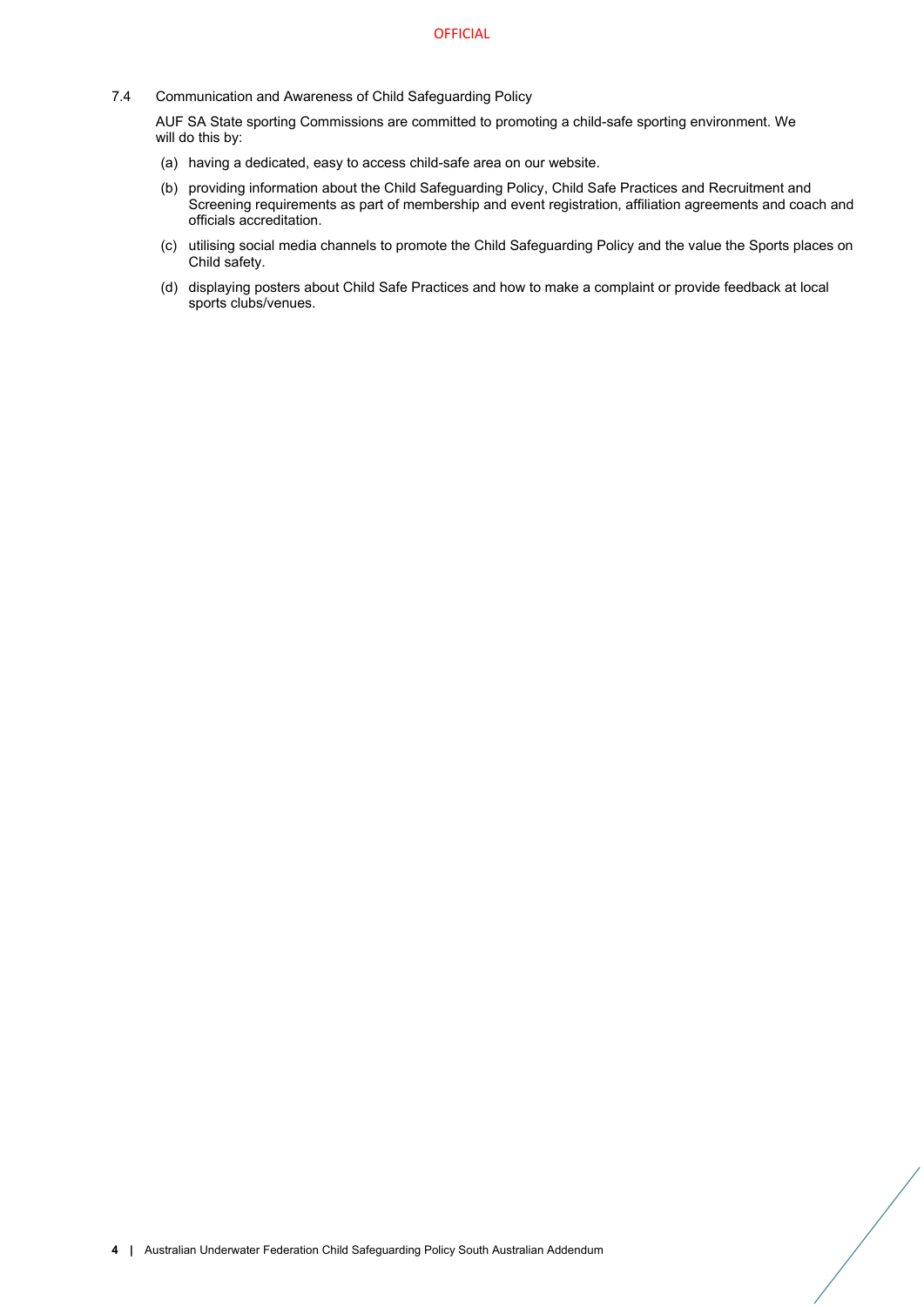### 7.4 Communication and Awareness of Child Safeguarding Policy

AUF SA State sporting Commissions are committed to promoting a child-safe sporting environment. We will do this by:

(a) having a dedicated, easy to access child-safe area on our website.

(b) providing information about the Child Safeguarding Policy, Child Safe Practices and Recruitment and Screening requirements as part of membership and event registration, affiliation agreements and coach and officials accreditation.

(c) utilising social media channels to promote the Child Safeguarding Policy and the value the Sports places on Child safety.

(d) displaying posters about Child Safe Practices and how to make a complaint or provide feedback at local sports clubs/venues.